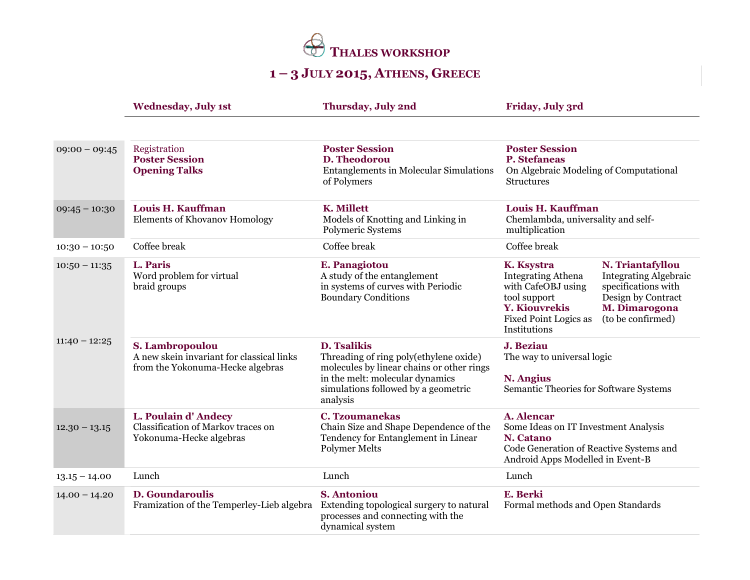# THALES WORKSHOP

## 1 – 3 JULY 2015, ATHENS, GREECE

| | Wednesday, July 1st | Thursday, July 2nd | Friday, July 3rd |
|---|---|---|---|
| 09:00 – 09:45 | Registration<br>**Poster Session**<br>**Opening Talks** | **Poster Session**<br>**D. Theodorou**<br>Entanglements in Molecular Simulations of Polymers | **Poster Session**<br>**P. Stefaneas**<br>On Algebraic Modeling of Computational Structures |
| 09:45 – 10:30 | **Louis H. Kauffman**<br>Elements of Khovanov Homology | **K. Millett**<br>Models of Knotting and Linking in Polymeric Systems | **Louis H. Kauffman**<br>Chemlambda, universality and self-multiplication |
| 10:30 – 10:50 | Coffee break | Coffee break | Coffee break |
| 10:50 – 11:35 | **L. Paris**<br>Word problem for virtual braid groups | **E. Panagiotou**<br>A study of the entanglement in systems of curves with Periodic Boundary Conditions | **K. Ksystra**<br>Integrating Athena with CafeOBJ using tool support<br>**Y. Kiouvrekis**<br>Fixed Point Logics as Institutions<br>**N. Triantafyllou**<br>Integrating Algebraic specifications with Design by Contract<br>**M. Dimarogona**<br>(to be confirmed) |
| 11:40 – 12:25 | **S. Lambropoulou**<br>A new skein invariant for classical links from the Yokonuma-Hecke algebras | **D. Tsalikis**<br>Threading of ring poly(ethylene oxide) molecules by linear chains or other rings in the melt: molecular dynamics simulations followed by a geometric analysis | **J. Beziau**<br>The way to universal logic<br>**N. Angius**<br>Semantic Theories for Software Systems |
| 12.30 – 13.15 | **L. Poulain d' Andecy**<br>Classification of Markov traces on Yokonuma-Hecke algebras | **C. Tzoumanekas**<br>Chain Size and Shape Dependence of the Tendency for Entanglement in Linear Polymer Melts | **A. Alencar**<br>Some Ideas on IT Investment Analysis<br>**N. Catano**<br>Code Generation of Reactive Systems and Android Apps Modelled in Event-B |
| 13.15 – 14.00 | Lunch | Lunch | Lunch |
| 14.00 – 14.20 | **D. Goundaroulis**<br>Framization of the Temperley-Lieb algebra | **S. Antoniou**<br>Extending topological surgery to natural processes and connecting with the dynamical system | **E. Berki**<br>Formal methods and Open Standards |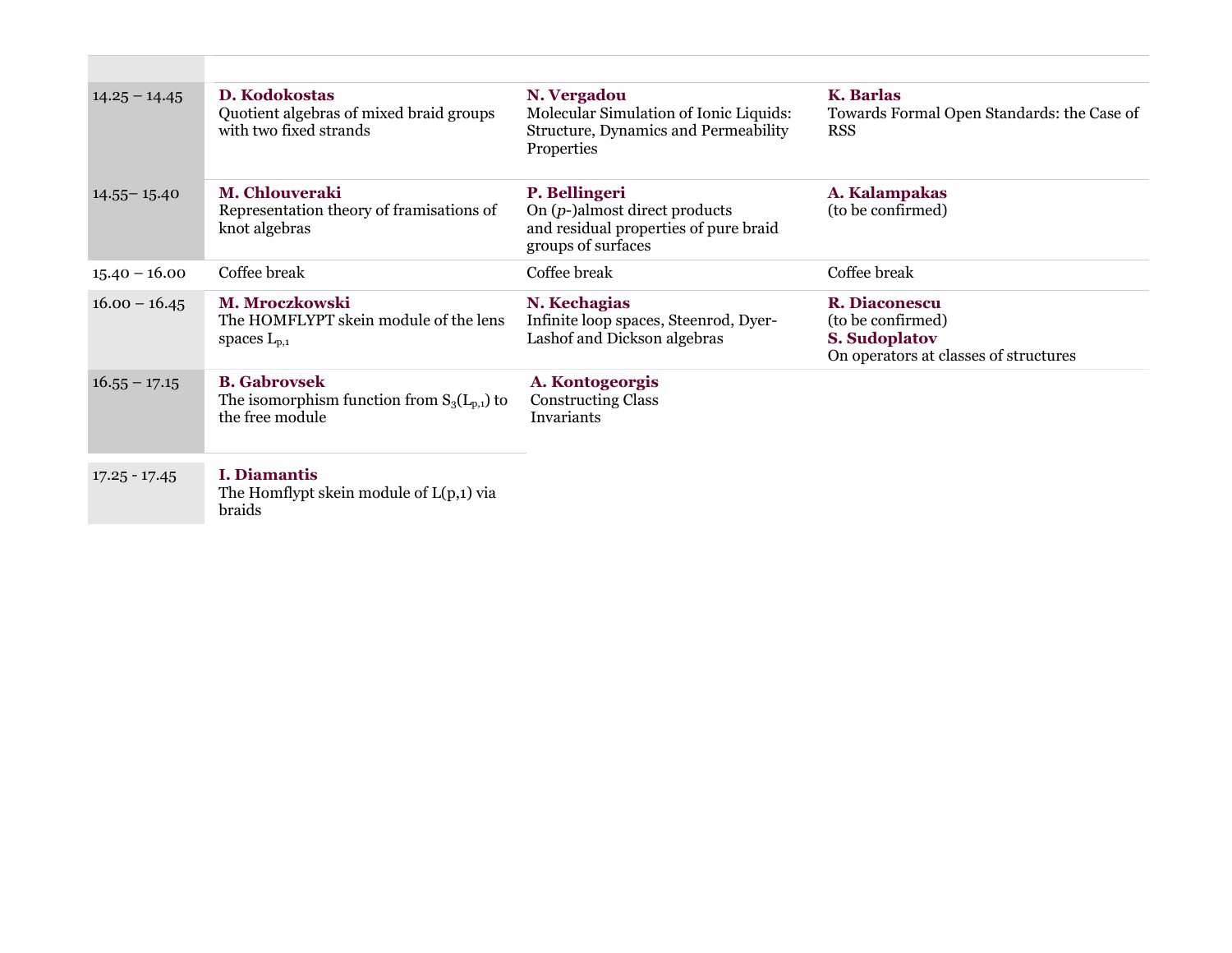| | | | |
|---|---|---|---|
| 14.25 – 14.45 | **D. Kodokostas**<br>Quotient algebras of mixed braid groups with two fixed strands | **N. Vergadou**<br>Molecular Simulation of Ionic Liquids: Structure, Dynamics and Permeability Properties | **K. Barlas**<br>Towards Formal Open Standards: the Case of RSS |
| 14.55– 15.40 | **M. Chlouveraki**<br>Representation theory of framisations of knot algebras | **P. Bellingeri**<br>On (*p*-)almost direct products and residual properties of pure braid groups of surfaces | **A. Kalampakas**<br>(to be confirmed) |
| 15.40 – 16.00 | Coffee break | Coffee break | Coffee break |
| 16.00 – 16.45 | **M. Mroczkowski**<br>The HOMFLYPT skein module of the lens spaces $L_{p,1}$ | **N. Kechagias**<br>Infinite loop spaces, Steenrod, Dyer-Lashof and Dickson algebras | **R. Diaconescu**<br>(to be confirmed)<br>**S. Sudoplatov**<br>On operators at classes of structures |
| 16.55 – 17.15 | **B. Gabrovsek**<br>The isomorphism function from $S_3(L_{p,1})$ to the free module | **A. Kontogeorgis**<br>Constructing Class Invariants | |
| 17.25 - 17.45 | **I. Diamantis**<br>The Homflypt skein module of L(p,1) via braids | | |